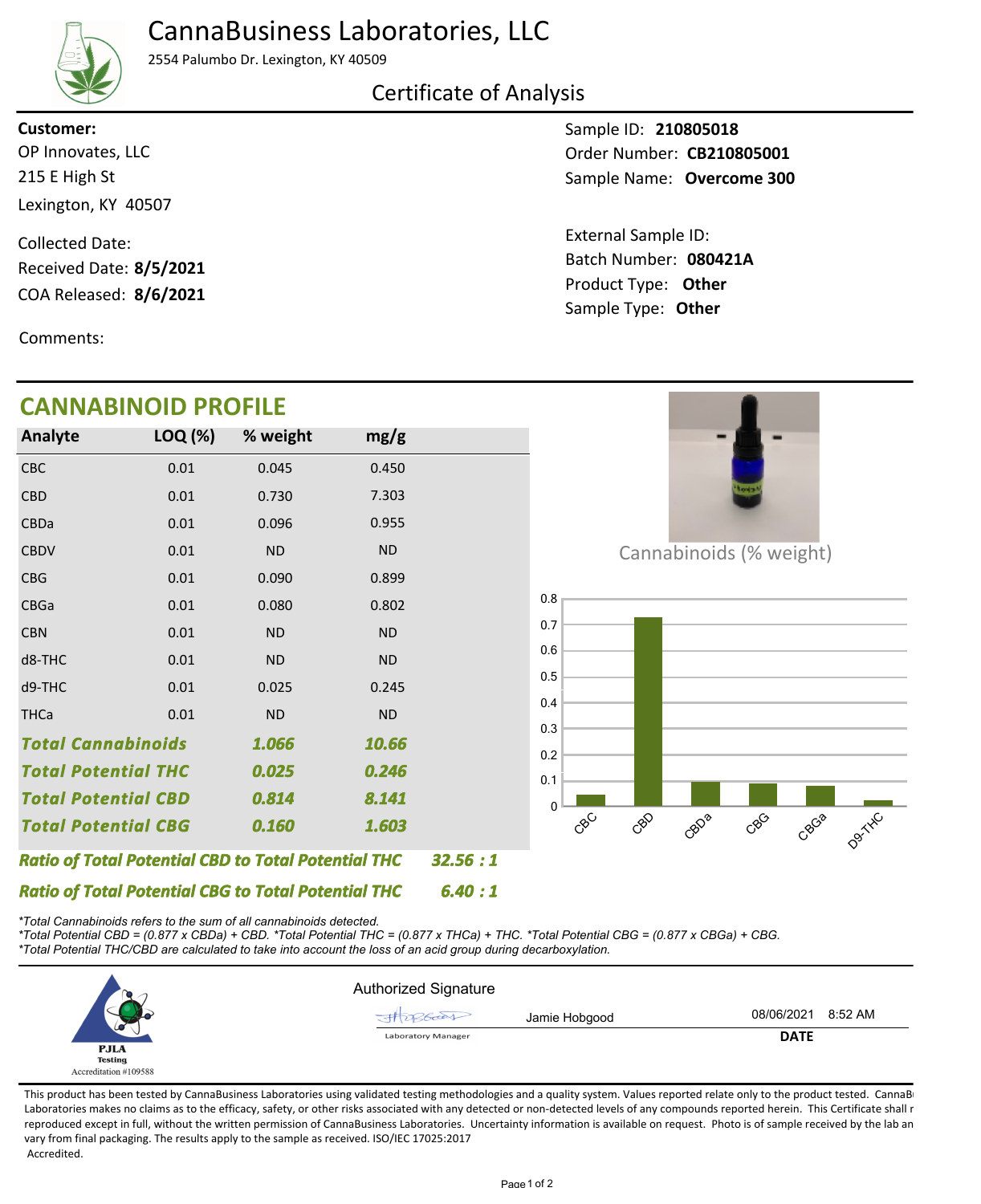# CannaBusiness Laboratories, LLC

2554 Palumbo Dr. Lexington, KY 40509

## Certificate of Analysis

**Customer:**
OP Innovates, LLC
215 E High St
Lexington, KY 40507

Collected Date:
Received Date: **8/5/2021**
COA Released: **8/6/2021**

Comments:

Sample ID: **210805018**
Order Number: **CB210805001**
Sample Name: **Overcome 300**

External Sample ID:
Batch Number: **080421A**
Product Type: **Other**
Sample Type: **Other**

## CANNABINOID PROFILE

| Analyte | LOQ (%) | % weight | mg/g |
|---|---|---|---|
| CBC | 0.01 | 0.045 | 0.450 |
| CBD | 0.01 | 0.730 | 7.303 |
| CBDa | 0.01 | 0.096 | 0.955 |
| CBDV | 0.01 | ND | ND |
| CBG | 0.01 | 0.090 | 0.899 |
| CBGa | 0.01 | 0.080 | 0.802 |
| CBN | 0.01 | ND | ND |
| d8-THC | 0.01 | ND | ND |
| d9-THC | 0.01 | 0.025 | 0.245 |
| THCa | 0.01 | ND | ND |
| ***Total Cannabinoids*** | | ***1.066*** | ***10.66*** |
| ***Total Potential THC*** | | ***0.025*** | ***0.246*** |
| ***Total Potential CBD*** | | ***0.814*** | ***8.141*** |
| ***Total Potential CBG*** | | ***0.160*** | ***1.603*** |

***Ratio of Total Potential CBD to Total Potential THC*** ***32.56 : 1***

***Ratio of Total Potential CBG to Total Potential THC*** ***6.40 : 1***

Cannabinoids (% weight)

*\*Total Cannabinoids refers to the sum of all cannabinoids detected.*
*\*Total Potential CBD = (0.877 x CBDa) + CBD. \*Total Potential THC = (0.877 x THCa) + THC. \*Total Potential CBG = (0.877 x CBGa) + CBG.*
*\*Total Potential THC/CBD are calculated to take into account the loss of an acid group during decarboxylation.*

PJLA Testing
Accreditation #109588

Authorized Signature

Jamie Hobgood — Laboratory Manager

08/06/2021 8:52 AM
**DATE**

This product has been tested by CannaBusiness Laboratories using validated testing methodologies and a quality system. Values reported relate only to the product tested. CannaBusiness Laboratories makes no claims as to the efficacy, safety, or other risks associated with any detected or non-detected levels of any compounds reported herein. This Certificate shall not be reproduced except in full, without the written permission of CannaBusiness Laboratories. Uncertainty information is available on request. Photo is of sample received by the lab and may vary from final packaging. The results apply to the sample as received. ISO/IEC 17025:2017 Accredited.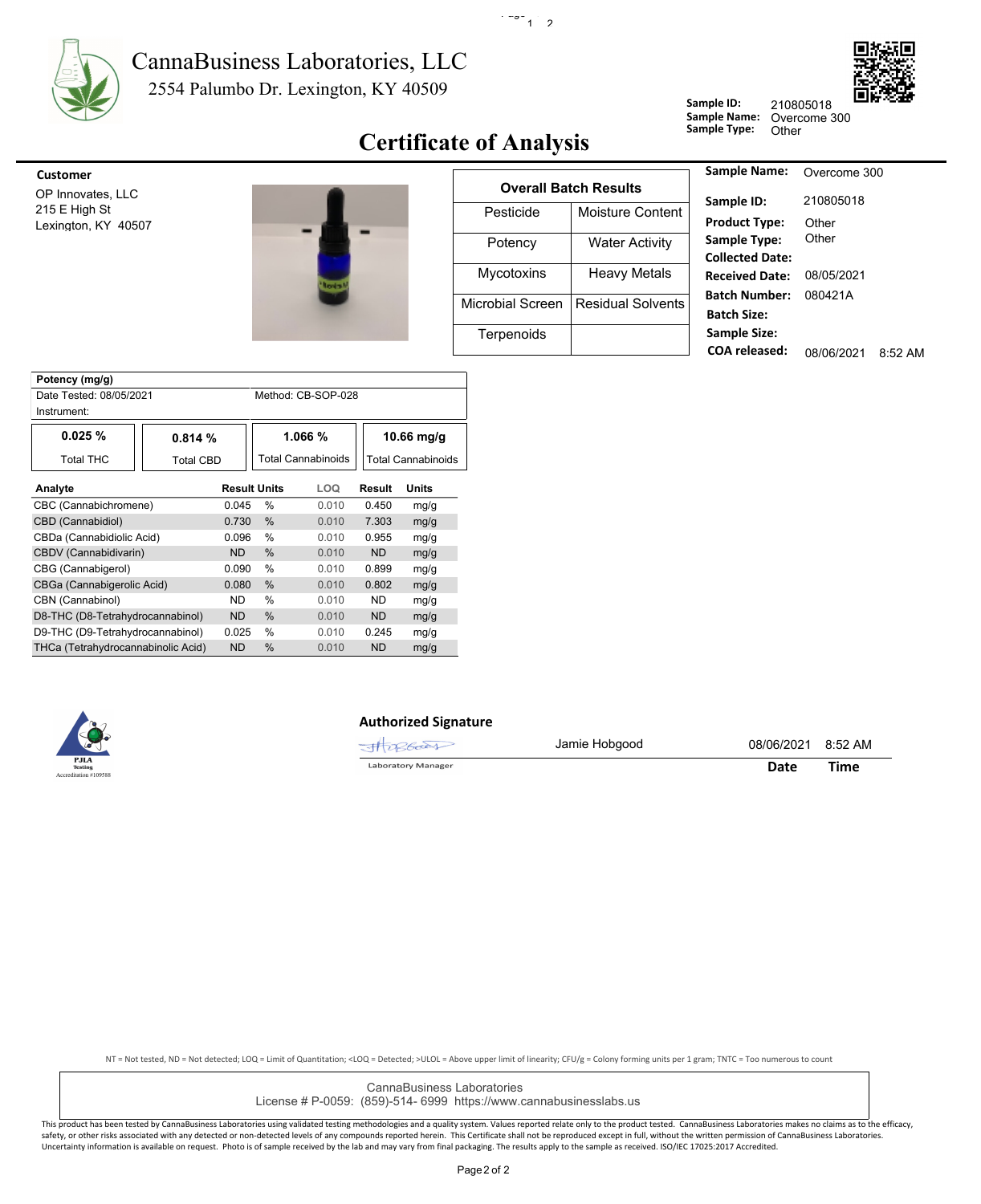# CannaBusiness Laboratories, LLC

2554 Palumbo Dr. Lexington, KY 40509

**Sample ID:** 210805018
**Sample Name:** Overcome 300
**Sample Type:** Other

## Certificate of Analysis

**Customer**

OP Innovates, LLC
215 E High St
Lexington, KY 40507

| Overall Batch Results | |
|---|---|
| Pesticide | Moisture Content |
| Potency | Water Activity |
| Mycotoxins | Heavy Metals |
| Microbial Screen | Residual Solvents |
| Terpenoids | |

| | |
|---|---|
| **Sample Name:** | Overcome 300 |
| **Sample ID:** | 210805018 |
| **Product Type:** | Other |
| **Sample Type:** | Other |
| **Collected Date:** | |
| **Received Date:** | 08/05/2021 |
| **Batch Number:** | 080421A |
| **Batch Size:** | |
| **Sample Size:** | |
| **COA released:** | 08/06/2021 8:52 AM |

**Potency (mg/g)**

Date Tested: 08/05/2021 Method: CB-SOP-028

Instrument:

| **0.025 %** | **0.814 %** | **1.066 %** | **10.66 mg/g** |
|---|---|---|---|
| Total THC | Total CBD | Total Cannabinoids | Total Cannabinoids |

| Analyte | Result | Units | LOQ | Result | Units |
|---|---|---|---|---|---|
| CBC (Cannabichromene) | 0.045 | % | 0.010 | 0.450 | mg/g |
| CBD (Cannabidiol) | 0.730 | % | 0.010 | 7.303 | mg/g |
| CBDa (Cannabidiolic Acid) | 0.096 | % | 0.010 | 0.955 | mg/g |
| CBDV (Cannabidivarin) | ND | % | 0.010 | ND | mg/g |
| CBG (Cannabigerol) | 0.090 | % | 0.010 | 0.899 | mg/g |
| CBGa (Cannabigerolic Acid) | 0.080 | % | 0.010 | 0.802 | mg/g |
| CBN (Cannabinol) | ND | % | 0.010 | ND | mg/g |
| D8-THC (D8-Tetrahydrocannabinol) | ND | % | 0.010 | ND | mg/g |
| D9-THC (D9-Tetrahydrocannabinol) | 0.025 | % | 0.010 | 0.245 | mg/g |
| THCa (Tetrahydrocannabinolic Acid) | ND | % | 0.010 | ND | mg/g |

PJLA Testing Accreditation #109588

**Authorized Signature**

| | | | |
|---|---|---|---|
| Laboratory Manager | Jamie Hobgood | 08/06/2021 | 8:52 AM |
| | | **Date** | **Time** |

NT = Not tested, ND = Not detected; LOQ = Limit of Quantitation; <LOQ = Detected; >ULOL = Above upper limit of linearity; CFU/g = Colony forming units per 1 gram; TNTC = Too numerous to count

CannaBusiness Laboratories
License # P-0059: (859)-514- 6999 https://www.cannabusinesslabs.us

This product has been tested by CannaBusiness Laboratories using validated testing methodologies and a quality system. Values reported relate only to the product tested. CannaBusiness Laboratories makes no claims as to the efficacy, safety, or other risks associated with any detected or non-detected levels of any compounds reported herein. This Certificate shall not be reproduced except in full, without the written permission of CannaBusiness Laboratories. Uncertainty information is available on request. Photo is of sample received by the lab and may vary from final packaging. The results apply to the sample as received. ISO/IEC 17025:2017 Accredited.